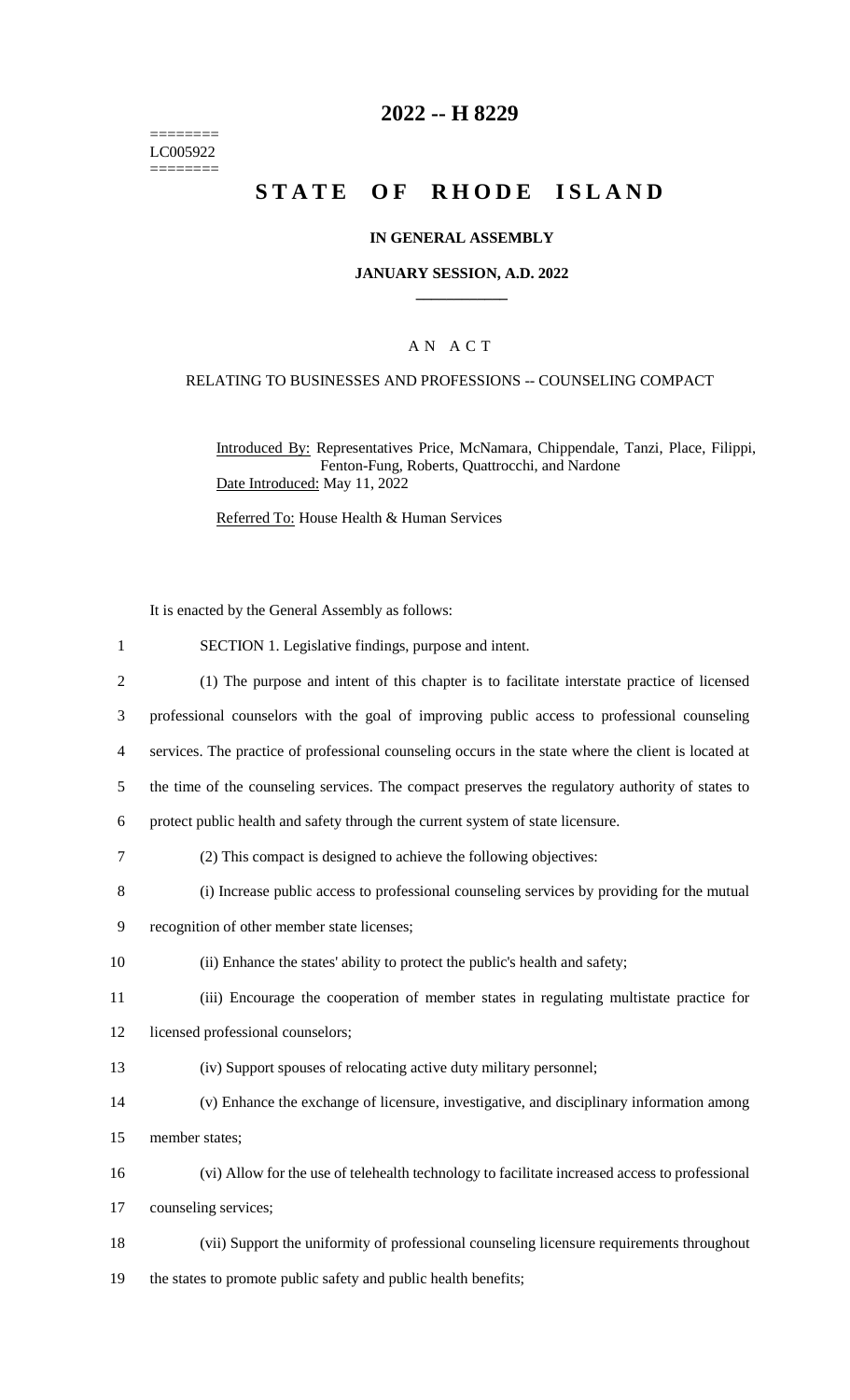========
LC005922
========

# 2022 -- H 8229

# STATE OF RHODE ISLAND

## IN GENERAL ASSEMBLY

### JANUARY SESSION, A.D. 2022

---

A N A C T

RELATING TO BUSINESSES AND PROFESSIONS -- COUNSELING COMPACT

Introduced By: Representatives Price, McNamara, Chippendale, Tanzi, Place, Filippi, Fenton-Fung, Roberts, Quattrocchi, and Nardone

Date Introduced: May 11, 2022

Referred To: House Health & Human Services

It is enacted by the General Assembly as follows:

1 SECTION 1. Legislative findings, purpose and intent.

2 (1) The purpose and intent of this chapter is to facilitate interstate practice of licensed
3 professional counselors with the goal of improving public access to professional counseling
4 services. The practice of professional counseling occurs in the state where the client is located at
5 the time of the counseling services. The compact preserves the regulatory authority of states to
6 protect public health and safety through the current system of state licensure.

7 (2) This compact is designed to achieve the following objectives:

8 (i) Increase public access to professional counseling services by providing for the mutual
9 recognition of other member state licenses;

10 (ii) Enhance the states' ability to protect the public's health and safety;

11 (iii) Encourage the cooperation of member states in regulating multistate practice for
12 licensed professional counselors;

13 (iv) Support spouses of relocating active duty military personnel;

14 (v) Enhance the exchange of licensure, investigative, and disciplinary information among
15 member states;

16 (vi) Allow for the use of telehealth technology to facilitate increased access to professional
17 counseling services;

18 (vii) Support the uniformity of professional counseling licensure requirements throughout
19 the states to promote public safety and public health benefits;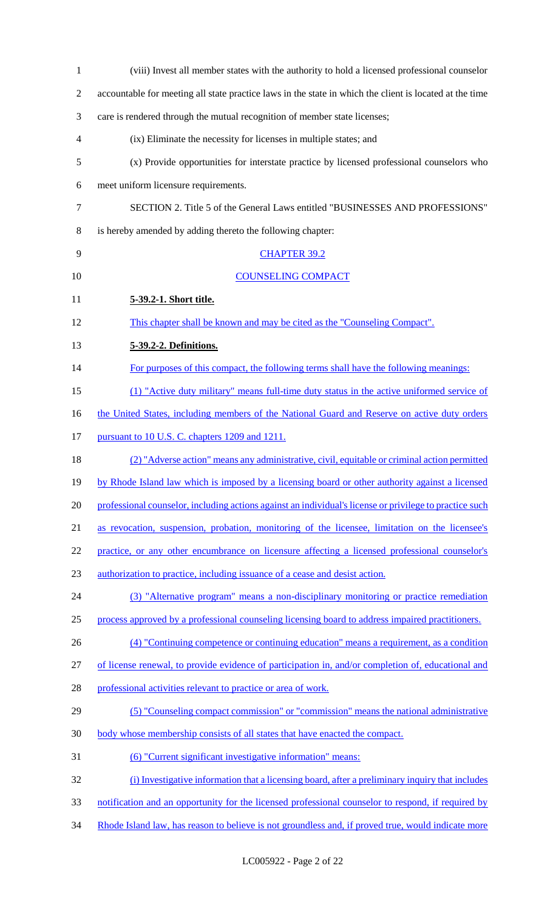(viii) Invest all member states with the authority to hold a licensed professional counselor accountable for meeting all state practice laws in the state in which the client is located at the time care is rendered through the mutual recognition of member state licenses;

(ix) Eliminate the necessity for licenses in multiple states; and

(x) Provide opportunities for interstate practice by licensed professional counselors who meet uniform licensure requirements.

SECTION 2. Title 5 of the General Laws entitled "BUSINESSES AND PROFESSIONS" is hereby amended by adding thereto the following chapter:

CHAPTER 39.2

COUNSELING COMPACT

**5-39.2-1. Short title.**

This chapter shall be known and may be cited as the "Counseling Compact".

**5-39.2-2. Definitions.**

For purposes of this compact, the following terms shall have the following meanings:

(1) "Active duty military" means full-time duty status in the active uniformed service of the United States, including members of the National Guard and Reserve on active duty orders pursuant to 10 U.S. C. chapters 1209 and 1211.

(2) "Adverse action" means any administrative, civil, equitable or criminal action permitted by Rhode Island law which is imposed by a licensing board or other authority against a licensed professional counselor, including actions against an individual's license or privilege to practice such as revocation, suspension, probation, monitoring of the licensee, limitation on the licensee's practice, or any other encumbrance on licensure affecting a licensed professional counselor's authorization to practice, including issuance of a cease and desist action.

(3) "Alternative program" means a non-disciplinary monitoring or practice remediation process approved by a professional counseling licensing board to address impaired practitioners.

(4) "Continuing competence or continuing education" means a requirement, as a condition of license renewal, to provide evidence of participation in, and/or completion of, educational and professional activities relevant to practice or area of work.

(5) "Counseling compact commission" or "commission" means the national administrative body whose membership consists of all states that have enacted the compact.

(6) "Current significant investigative information" means:

(i) Investigative information that a licensing board, after a preliminary inquiry that includes notification and an opportunity for the licensed professional counselor to respond, if required by Rhode Island law, has reason to believe is not groundless and, if proved true, would indicate more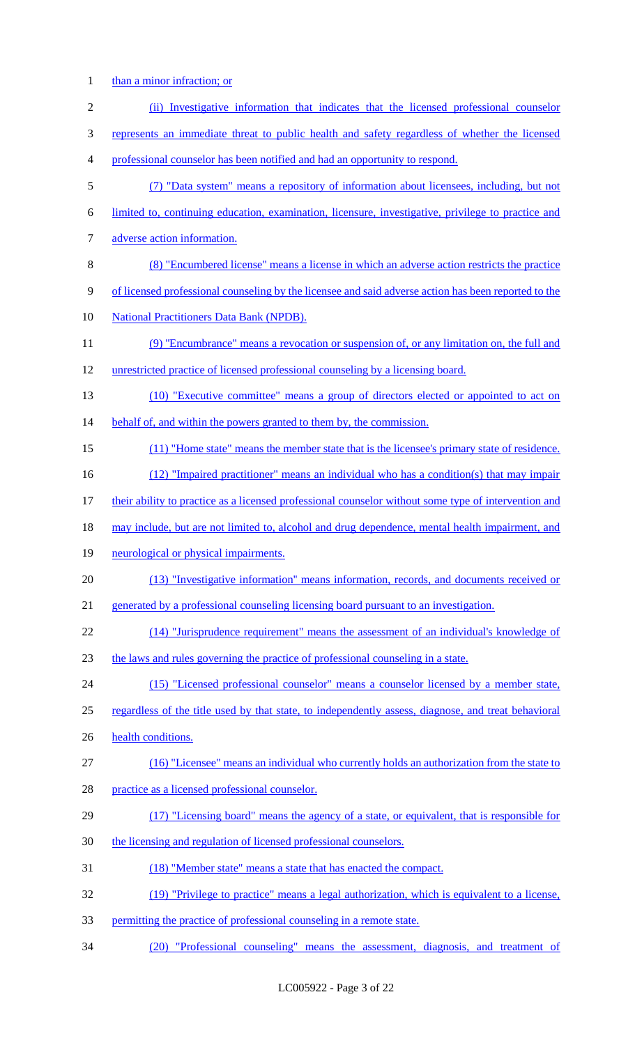than a minor infraction; or

(ii) Investigative information that indicates that the licensed professional counselor represents an immediate threat to public health and safety regardless of whether the licensed professional counselor has been notified and had an opportunity to respond.

(7) "Data system" means a repository of information about licensees, including, but not limited to, continuing education, examination, licensure, investigative, privilege to practice and adverse action information.

(8) "Encumbered license" means a license in which an adverse action restricts the practice of licensed professional counseling by the licensee and said adverse action has been reported to the National Practitioners Data Bank (NPDB).

(9) "Encumbrance" means a revocation or suspension of, or any limitation on, the full and unrestricted practice of licensed professional counseling by a licensing board.

(10) "Executive committee" means a group of directors elected or appointed to act on behalf of, and within the powers granted to them by, the commission.

(11) "Home state" means the member state that is the licensee's primary state of residence.

(12) "Impaired practitioner" means an individual who has a condition(s) that may impair their ability to practice as a licensed professional counselor without some type of intervention and may include, but are not limited to, alcohol and drug dependence, mental health impairment, and neurological or physical impairments.

(13) "Investigative information" means information, records, and documents received or generated by a professional counseling licensing board pursuant to an investigation.

(14) "Jurisprudence requirement" means the assessment of an individual's knowledge of the laws and rules governing the practice of professional counseling in a state.

(15) "Licensed professional counselor" means a counselor licensed by a member state, regardless of the title used by that state, to independently assess, diagnose, and treat behavioral health conditions.

(16) "Licensee" means an individual who currently holds an authorization from the state to practice as a licensed professional counselor.

(17) "Licensing board" means the agency of a state, or equivalent, that is responsible for the licensing and regulation of licensed professional counselors.

(18) "Member state" means a state that has enacted the compact.

(19) "Privilege to practice" means a legal authorization, which is equivalent to a license, permitting the practice of professional counseling in a remote state.

(20) "Professional counseling" means the assessment, diagnosis, and treatment of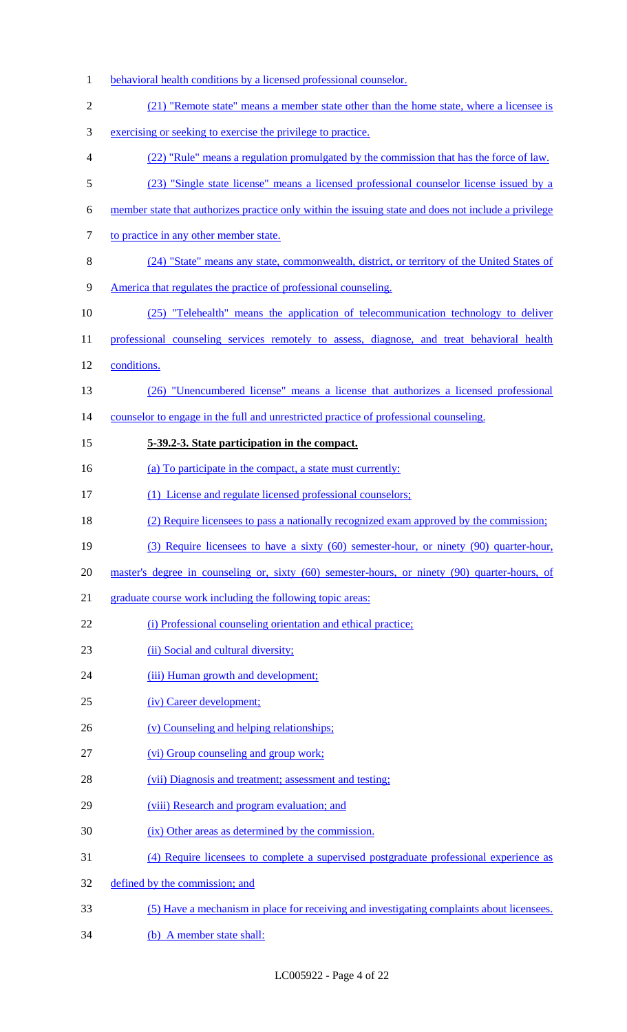behavioral health conditions by a licensed professional counselor.

(21) "Remote state" means a member state other than the home state, where a licensee is exercising or seeking to exercise the privilege to practice.

(22) "Rule" means a regulation promulgated by the commission that has the force of law.

(23) "Single state license" means a licensed professional counselor license issued by a member state that authorizes practice only within the issuing state and does not include a privilege to practice in any other member state.

(24) "State" means any state, commonwealth, district, or territory of the United States of America that regulates the practice of professional counseling.

(25) "Telehealth" means the application of telecommunication technology to deliver professional counseling services remotely to assess, diagnose, and treat behavioral health conditions.

(26) "Unencumbered license" means a license that authorizes a licensed professional counselor to engage in the full and unrestricted practice of professional counseling.

**5-39.2-3. State participation in the compact.**

(a) To participate in the compact, a state must currently:

(1) License and regulate licensed professional counselors;

(2) Require licensees to pass a nationally recognized exam approved by the commission;

(3) Require licensees to have a sixty (60) semester-hour, or ninety (90) quarter-hour, master's degree in counseling or, sixty (60) semester-hours, or ninety (90) quarter-hours, of graduate course work including the following topic areas:

(i) Professional counseling orientation and ethical practice;

(ii) Social and cultural diversity;

(iii) Human growth and development;

(iv) Career development;

(v) Counseling and helping relationships;

(vi) Group counseling and group work;

(vii) Diagnosis and treatment; assessment and testing;

(viii) Research and program evaluation; and

(ix) Other areas as determined by the commission.

(4) Require licensees to complete a supervised postgraduate professional experience as defined by the commission; and

(5) Have a mechanism in place for receiving and investigating complaints about licensees.

(b) A member state shall: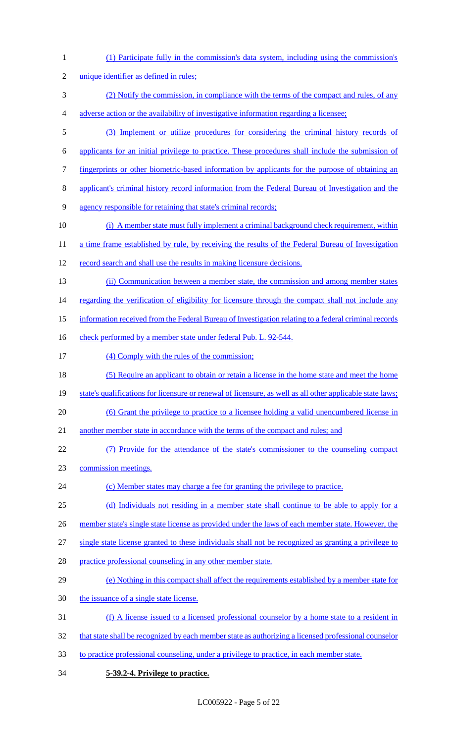(1) Participate fully in the commission's data system, including using the commission's unique identifier as defined in rules;

(2) Notify the commission, in compliance with the terms of the compact and rules, of any adverse action or the availability of investigative information regarding a licensee;

(3) Implement or utilize procedures for considering the criminal history records of applicants for an initial privilege to practice. These procedures shall include the submission of fingerprints or other biometric-based information by applicants for the purpose of obtaining an applicant's criminal history record information from the Federal Bureau of Investigation and the agency responsible for retaining that state's criminal records;

(i) A member state must fully implement a criminal background check requirement, within a time frame established by rule, by receiving the results of the Federal Bureau of Investigation record search and shall use the results in making licensure decisions.

(ii) Communication between a member state, the commission and among member states regarding the verification of eligibility for licensure through the compact shall not include any information received from the Federal Bureau of Investigation relating to a federal criminal records check performed by a member state under federal Pub. L. 92-544.

(4) Comply with the rules of the commission;

(5) Require an applicant to obtain or retain a license in the home state and meet the home state's qualifications for licensure or renewal of licensure, as well as all other applicable state laws;

(6) Grant the privilege to practice to a licensee holding a valid unencumbered license in another member state in accordance with the terms of the compact and rules; and

(7) Provide for the attendance of the state's commissioner to the counseling compact commission meetings.

(c) Member states may charge a fee for granting the privilege to practice.

(d) Individuals not residing in a member state shall continue to be able to apply for a member state's single state license as provided under the laws of each member state. However, the single state license granted to these individuals shall not be recognized as granting a privilege to practice professional counseling in any other member state.

(e) Nothing in this compact shall affect the requirements established by a member state for the issuance of a single state license.

(f) A license issued to a licensed professional counselor by a home state to a resident in that state shall be recognized by each member state as authorizing a licensed professional counselor to practice professional counseling, under a privilege to practice, in each member state.

**5-39.2-4. Privilege to practice.**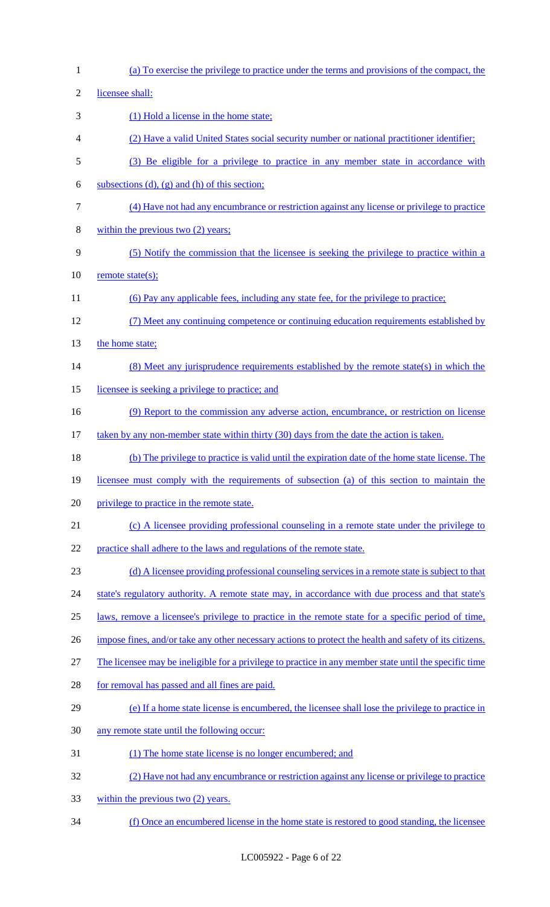(a) To exercise the privilege to practice under the terms and provisions of the compact, the licensee shall:

(1) Hold a license in the home state;

(2) Have a valid United States social security number or national practitioner identifier;

(3) Be eligible for a privilege to practice in any member state in accordance with subsections (d), (g) and (h) of this section;

(4) Have not had any encumbrance or restriction against any license or privilege to practice within the previous two (2) years;

(5) Notify the commission that the licensee is seeking the privilege to practice within a remote state(s);

(6) Pay any applicable fees, including any state fee, for the privilege to practice;

(7) Meet any continuing competence or continuing education requirements established by the home state;

(8) Meet any jurisprudence requirements established by the remote state(s) in which the licensee is seeking a privilege to practice; and

(9) Report to the commission any adverse action, encumbrance, or restriction on license taken by any non-member state within thirty (30) days from the date the action is taken.

(b) The privilege to practice is valid until the expiration date of the home state license. The licensee must comply with the requirements of subsection (a) of this section to maintain the privilege to practice in the remote state.

(c) A licensee providing professional counseling in a remote state under the privilege to practice shall adhere to the laws and regulations of the remote state.

(d) A licensee providing professional counseling services in a remote state is subject to that state's regulatory authority. A remote state may, in accordance with due process and that state's laws, remove a licensee's privilege to practice in the remote state for a specific period of time, impose fines, and/or take any other necessary actions to protect the health and safety of its citizens. The licensee may be ineligible for a privilege to practice in any member state until the specific time for removal has passed and all fines are paid.

(e) If a home state license is encumbered, the licensee shall lose the privilege to practice in any remote state until the following occur:

(1) The home state license is no longer encumbered; and

(2) Have not had any encumbrance or restriction against any license or privilege to practice within the previous two (2) years.

(f) Once an encumbered license in the home state is restored to good standing, the licensee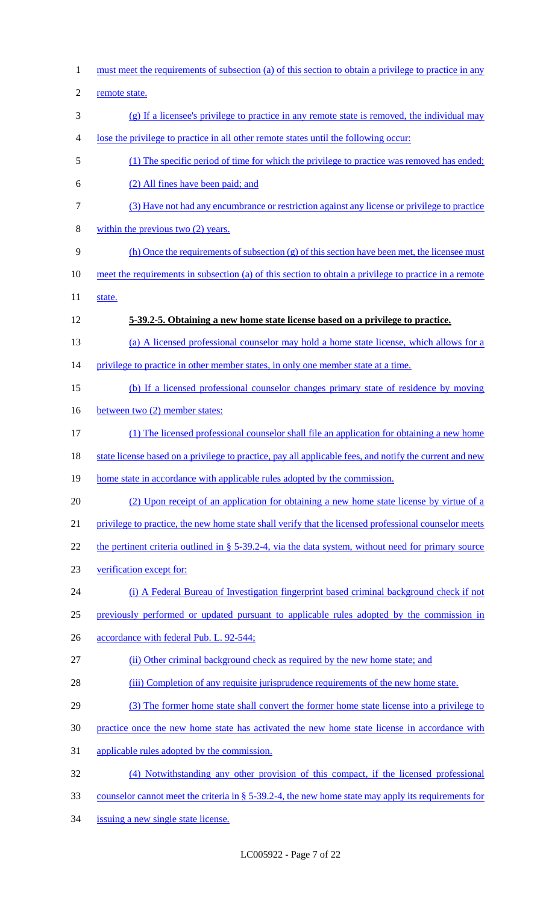must meet the requirements of subsection (a) of this section to obtain a privilege to practice in any remote state.

(g) If a licensee's privilege to practice in any remote state is removed, the individual may lose the privilege to practice in all other remote states until the following occur:

(1) The specific period of time for which the privilege to practice was removed has ended;

(2) All fines have been paid; and

(3) Have not had any encumbrance or restriction against any license or privilege to practice within the previous two (2) years.

(h) Once the requirements of subsection (g) of this section have been met, the licensee must meet the requirements in subsection (a) of this section to obtain a privilege to practice in a remote state.

**5-39.2-5. Obtaining a new home state license based on a privilege to practice.**

(a) A licensed professional counselor may hold a home state license, which allows for a privilege to practice in other member states, in only one member state at a time.

(b) If a licensed professional counselor changes primary state of residence by moving between two (2) member states:

(1) The licensed professional counselor shall file an application for obtaining a new home state license based on a privilege to practice, pay all applicable fees, and notify the current and new home state in accordance with applicable rules adopted by the commission.

(2) Upon receipt of an application for obtaining a new home state license by virtue of a privilege to practice, the new home state shall verify that the licensed professional counselor meets the pertinent criteria outlined in § 5-39.2-4, via the data system, without need for primary source verification except for:

(i) A Federal Bureau of Investigation fingerprint based criminal background check if not previously performed or updated pursuant to applicable rules adopted by the commission in accordance with federal Pub. L. 92-544;

(ii) Other criminal background check as required by the new home state; and

(iii) Completion of any requisite jurisprudence requirements of the new home state.

(3) The former home state shall convert the former home state license into a privilege to practice once the new home state has activated the new home state license in accordance with applicable rules adopted by the commission.

(4) Notwithstanding any other provision of this compact, if the licensed professional counselor cannot meet the criteria in § 5-39.2-4, the new home state may apply its requirements for issuing a new single state license.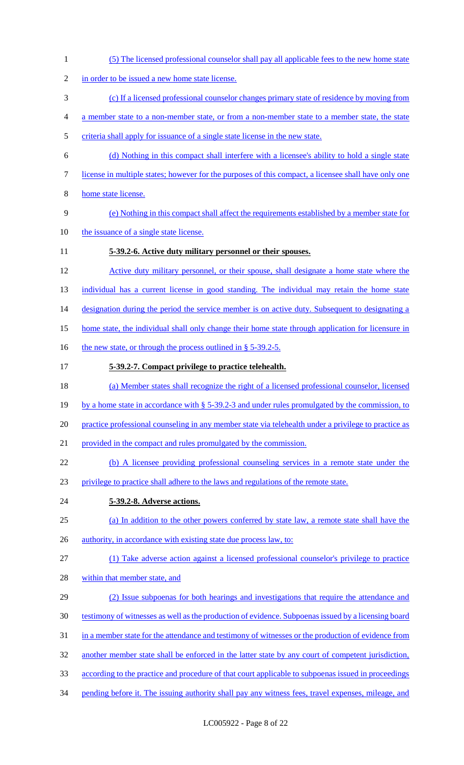(5) The licensed professional counselor shall pay all applicable fees to the new home state in order to be issued a new home state license.

(c) If a licensed professional counselor changes primary state of residence by moving from a member state to a non-member state, or from a non-member state to a member state, the state criteria shall apply for issuance of a single state license in the new state.

(d) Nothing in this compact shall interfere with a licensee's ability to hold a single state license in multiple states; however for the purposes of this compact, a licensee shall have only one home state license.

(e) Nothing in this compact shall affect the requirements established by a member state for the issuance of a single state license.

**5-39.2-6. Active duty military personnel or their spouses.**

Active duty military personnel, or their spouse, shall designate a home state where the individual has a current license in good standing. The individual may retain the home state designation during the period the service member is on active duty. Subsequent to designating a home state, the individual shall only change their home state through application for licensure in the new state, or through the process outlined in § 5-39.2-5.

**5-39.2-7. Compact privilege to practice telehealth.**

(a) Member states shall recognize the right of a licensed professional counselor, licensed by a home state in accordance with § 5-39.2-3 and under rules promulgated by the commission, to practice professional counseling in any member state via telehealth under a privilege to practice as provided in the compact and rules promulgated by the commission.

(b) A licensee providing professional counseling services in a remote state under the privilege to practice shall adhere to the laws and regulations of the remote state.

**5-39.2-8. Adverse actions.**

(a) In addition to the other powers conferred by state law, a remote state shall have the authority, in accordance with existing state due process law, to:

(1) Take adverse action against a licensed professional counselor's privilege to practice within that member state, and

(2) Issue subpoenas for both hearings and investigations that require the attendance and testimony of witnesses as well as the production of evidence. Subpoenas issued by a licensing board in a member state for the attendance and testimony of witnesses or the production of evidence from another member state shall be enforced in the latter state by any court of competent jurisdiction, according to the practice and procedure of that court applicable to subpoenas issued in proceedings pending before it. The issuing authority shall pay any witness fees, travel expenses, mileage, and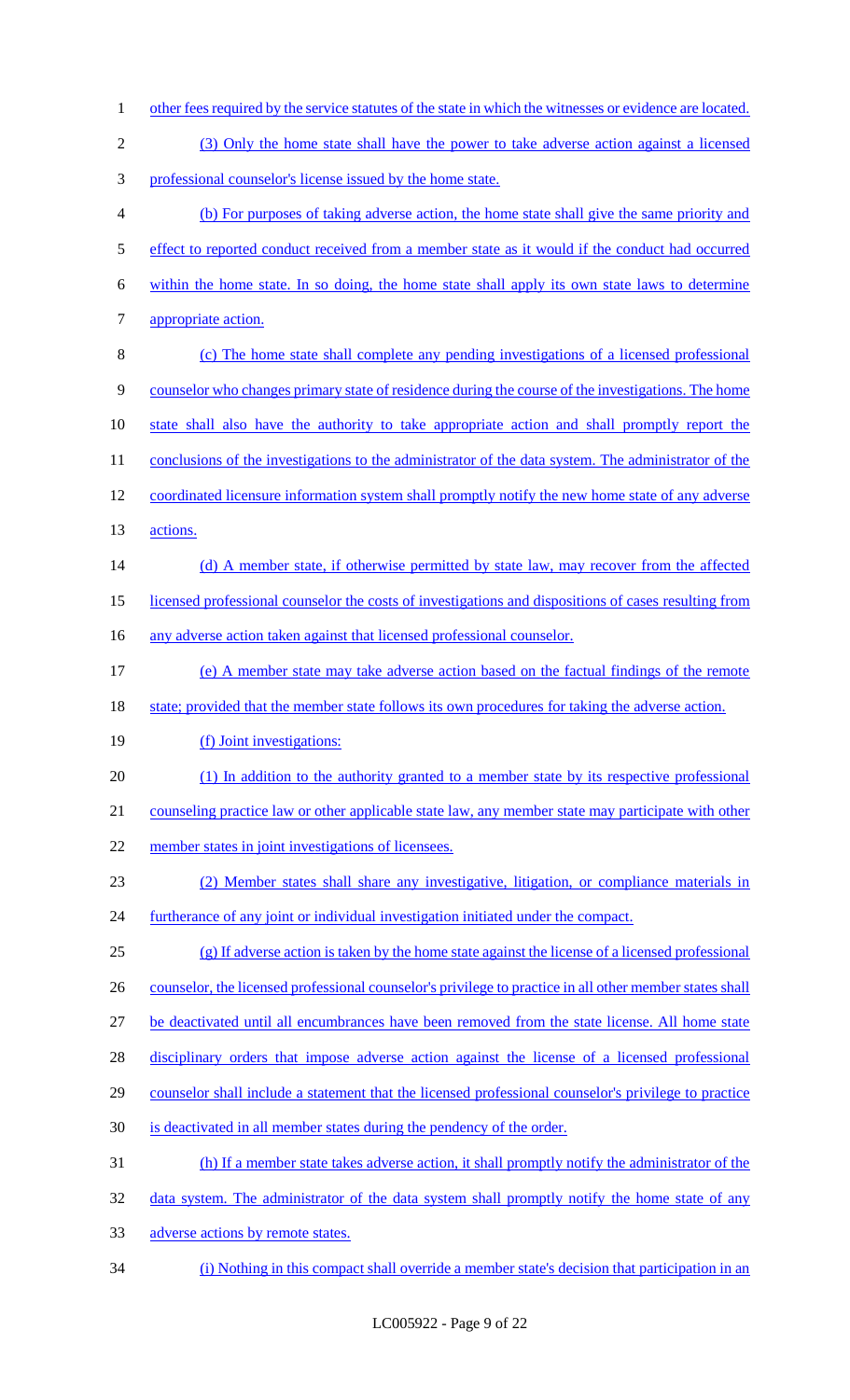other fees required by the service statutes of the state in which the witnesses or evidence are located.

(3) Only the home state shall have the power to take adverse action against a licensed professional counselor's license issued by the home state.

(b) For purposes of taking adverse action, the home state shall give the same priority and effect to reported conduct received from a member state as it would if the conduct had occurred within the home state. In so doing, the home state shall apply its own state laws to determine appropriate action.

(c) The home state shall complete any pending investigations of a licensed professional counselor who changes primary state of residence during the course of the investigations. The home state shall also have the authority to take appropriate action and shall promptly report the conclusions of the investigations to the administrator of the data system. The administrator of the coordinated licensure information system shall promptly notify the new home state of any adverse actions.

(d) A member state, if otherwise permitted by state law, may recover from the affected licensed professional counselor the costs of investigations and dispositions of cases resulting from any adverse action taken against that licensed professional counselor.

(e) A member state may take adverse action based on the factual findings of the remote state; provided that the member state follows its own procedures for taking the adverse action.

(f) Joint investigations:

(1) In addition to the authority granted to a member state by its respective professional counseling practice law or other applicable state law, any member state may participate with other member states in joint investigations of licensees.

(2) Member states shall share any investigative, litigation, or compliance materials in furtherance of any joint or individual investigation initiated under the compact.

(g) If adverse action is taken by the home state against the license of a licensed professional counselor, the licensed professional counselor's privilege to practice in all other member states shall be deactivated until all encumbrances have been removed from the state license. All home state disciplinary orders that impose adverse action against the license of a licensed professional counselor shall include a statement that the licensed professional counselor's privilege to practice is deactivated in all member states during the pendency of the order.

(h) If a member state takes adverse action, it shall promptly notify the administrator of the data system. The administrator of the data system shall promptly notify the home state of any adverse actions by remote states.

(i) Nothing in this compact shall override a member state's decision that participation in an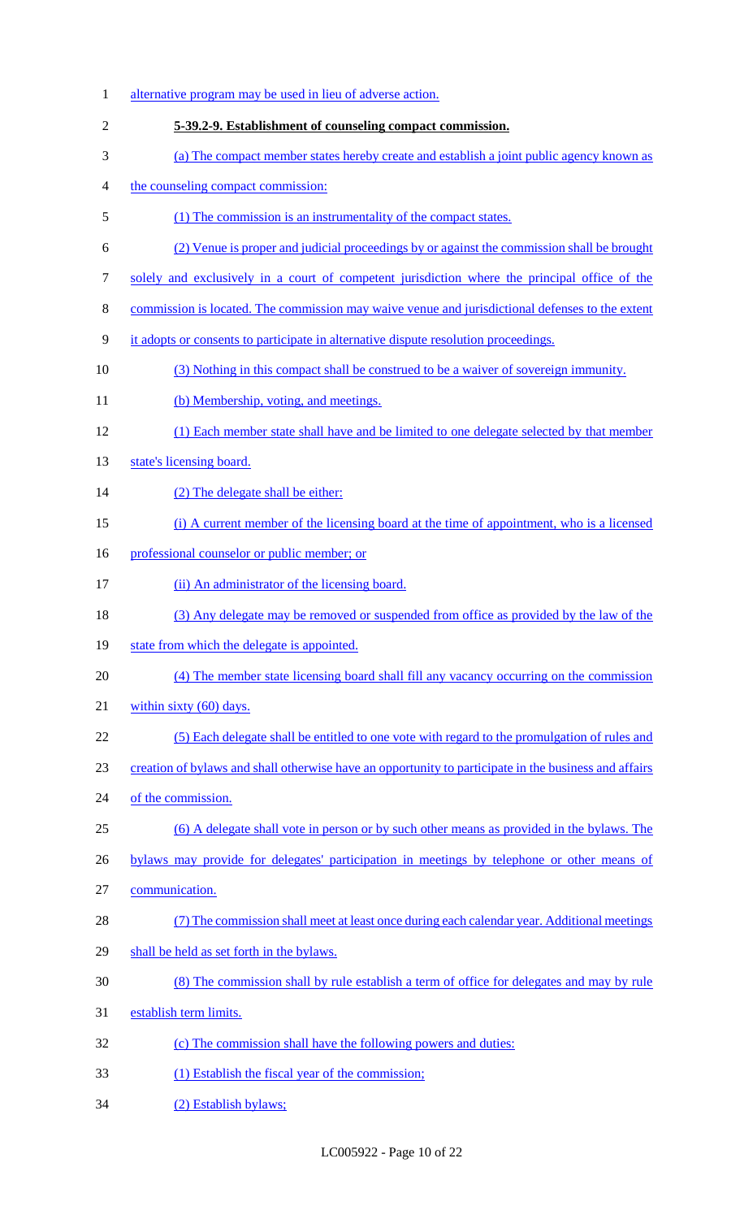alternative program may be used in lieu of adverse action.

**5-39.2-9. Establishment of counseling compact commission.**

(a) The compact member states hereby create and establish a joint public agency known as the counseling compact commission:

(1) The commission is an instrumentality of the compact states.

(2) Venue is proper and judicial proceedings by or against the commission shall be brought solely and exclusively in a court of competent jurisdiction where the principal office of the commission is located. The commission may waive venue and jurisdictional defenses to the extent it adopts or consents to participate in alternative dispute resolution proceedings.

(3) Nothing in this compact shall be construed to be a waiver of sovereign immunity.

(b) Membership, voting, and meetings.

(1) Each member state shall have and be limited to one delegate selected by that member state's licensing board.

(2) The delegate shall be either:

(i) A current member of the licensing board at the time of appointment, who is a licensed professional counselor or public member; or

(ii) An administrator of the licensing board.

(3) Any delegate may be removed or suspended from office as provided by the law of the state from which the delegate is appointed.

(4) The member state licensing board shall fill any vacancy occurring on the commission within sixty (60) days.

(5) Each delegate shall be entitled to one vote with regard to the promulgation of rules and creation of bylaws and shall otherwise have an opportunity to participate in the business and affairs of the commission.

(6) A delegate shall vote in person or by such other means as provided in the bylaws. The bylaws may provide for delegates' participation in meetings by telephone or other means of communication.

(7) The commission shall meet at least once during each calendar year. Additional meetings shall be held as set forth in the bylaws.

(8) The commission shall by rule establish a term of office for delegates and may by rule establish term limits.

(c) The commission shall have the following powers and duties:

(1) Establish the fiscal year of the commission;

(2) Establish bylaws;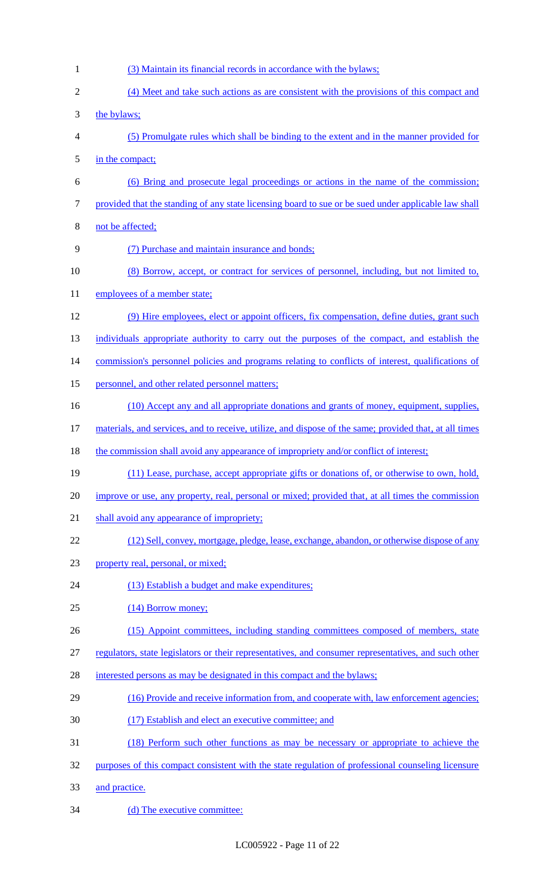(3) Maintain its financial records in accordance with the bylaws;

(4) Meet and take such actions as are consistent with the provisions of this compact and the bylaws;

(5) Promulgate rules which shall be binding to the extent and in the manner provided for in the compact;

(6) Bring and prosecute legal proceedings or actions in the name of the commission; provided that the standing of any state licensing board to sue or be sued under applicable law shall not be affected;

(7) Purchase and maintain insurance and bonds;

(8) Borrow, accept, or contract for services of personnel, including, but not limited to, employees of a member state;

(9) Hire employees, elect or appoint officers, fix compensation, define duties, grant such individuals appropriate authority to carry out the purposes of the compact, and establish the commission's personnel policies and programs relating to conflicts of interest, qualifications of personnel, and other related personnel matters;

(10) Accept any and all appropriate donations and grants of money, equipment, supplies, materials, and services, and to receive, utilize, and dispose of the same; provided that, at all times the commission shall avoid any appearance of impropriety and/or conflict of interest;

(11) Lease, purchase, accept appropriate gifts or donations of, or otherwise to own, hold, improve or use, any property, real, personal or mixed; provided that, at all times the commission shall avoid any appearance of impropriety;

(12) Sell, convey, mortgage, pledge, lease, exchange, abandon, or otherwise dispose of any property real, personal, or mixed;

(13) Establish a budget and make expenditures;

(14) Borrow money;

(15) Appoint committees, including standing committees composed of members, state regulators, state legislators or their representatives, and consumer representatives, and such other interested persons as may be designated in this compact and the bylaws;

(16) Provide and receive information from, and cooperate with, law enforcement agencies;

(17) Establish and elect an executive committee; and

(18) Perform such other functions as may be necessary or appropriate to achieve the purposes of this compact consistent with the state regulation of professional counseling licensure and practice.

(d) The executive committee: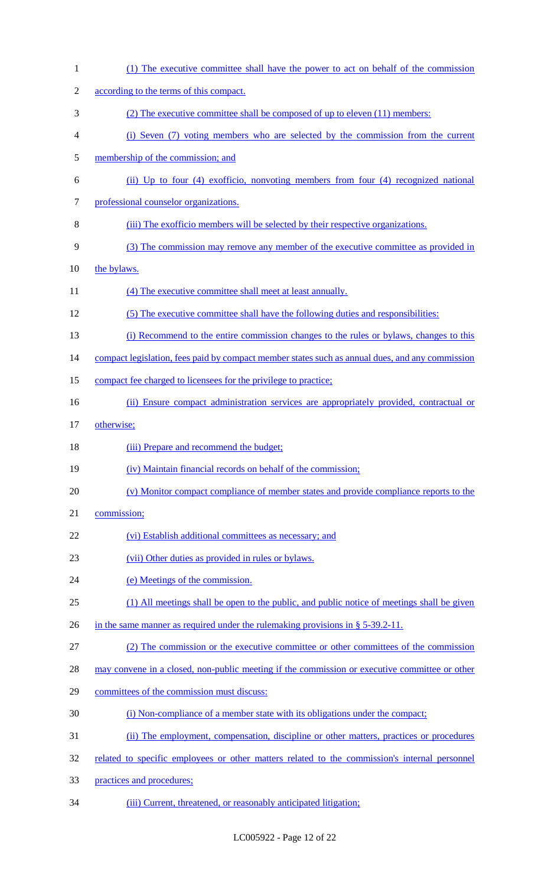(1) The executive committee shall have the power to act on behalf of the commission according to the terms of this compact.

(2) The executive committee shall be composed of up to eleven (11) members:

(i) Seven (7) voting members who are selected by the commission from the current membership of the commission; and

(ii) Up to four (4) exofficio, nonvoting members from four (4) recognized national professional counselor organizations.

(iii) The exofficio members will be selected by their respective organizations.

(3) The commission may remove any member of the executive committee as provided in the bylaws.

(4) The executive committee shall meet at least annually.

(5) The executive committee shall have the following duties and responsibilities:

(i) Recommend to the entire commission changes to the rules or bylaws, changes to this compact legislation, fees paid by compact member states such as annual dues, and any commission compact fee charged to licensees for the privilege to practice;

(ii) Ensure compact administration services are appropriately provided, contractual or otherwise;

(iii) Prepare and recommend the budget;

(iv) Maintain financial records on behalf of the commission;

(v) Monitor compact compliance of member states and provide compliance reports to the commission;

(vi) Establish additional committees as necessary; and

(vii) Other duties as provided in rules or bylaws.

(e) Meetings of the commission.

(1) All meetings shall be open to the public, and public notice of meetings shall be given in the same manner as required under the rulemaking provisions in § 5-39.2-11.

(2) The commission or the executive committee or other committees of the commission may convene in a closed, non-public meeting if the commission or executive committee or other committees of the commission must discuss:

(i) Non-compliance of a member state with its obligations under the compact;

(ii) The employment, compensation, discipline or other matters, practices or procedures related to specific employees or other matters related to the commission's internal personnel practices and procedures;

(iii) Current, threatened, or reasonably anticipated litigation;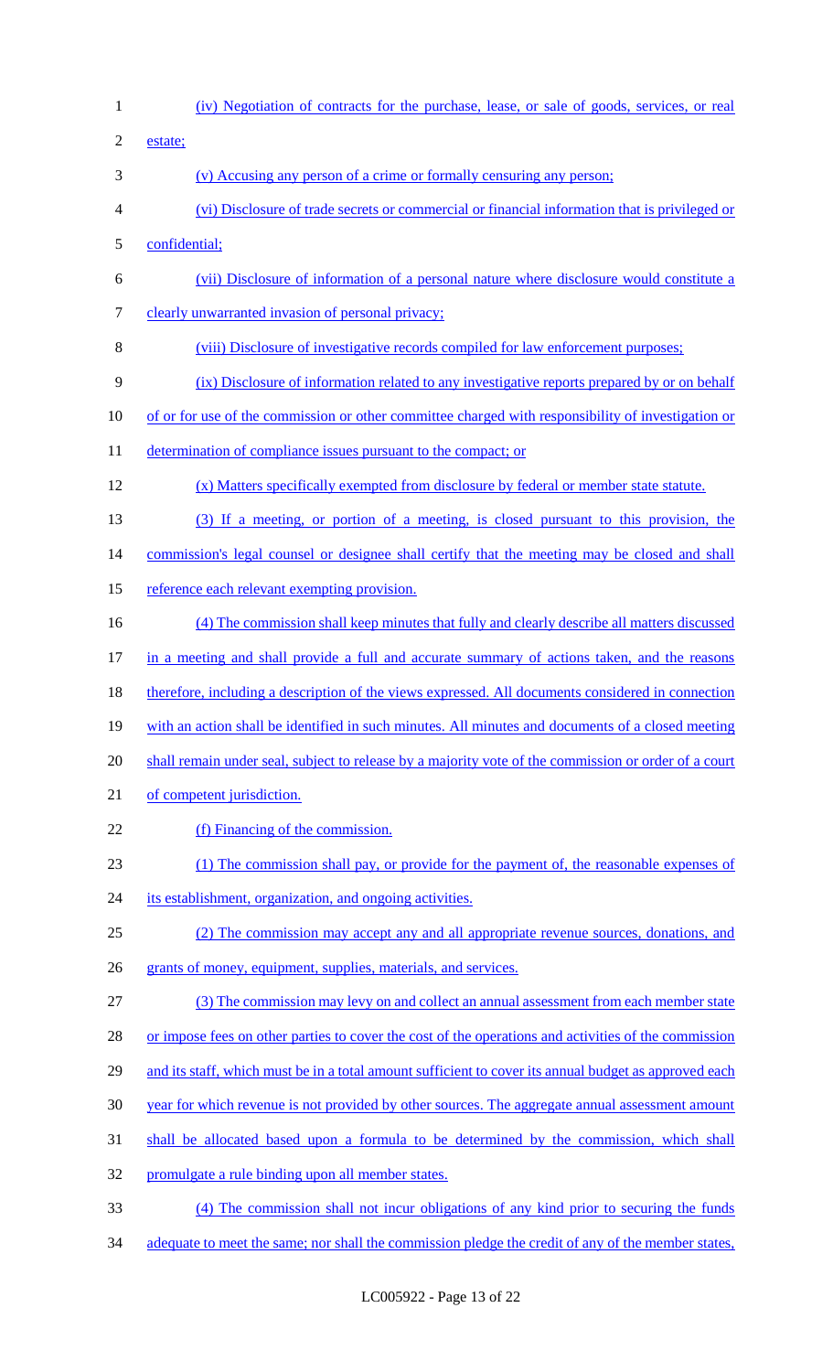(iv) Negotiation of contracts for the purchase, lease, or sale of goods, services, or real estate;

(v) Accusing any person of a crime or formally censuring any person;

(vi) Disclosure of trade secrets or commercial or financial information that is privileged or confidential;

(vii) Disclosure of information of a personal nature where disclosure would constitute a clearly unwarranted invasion of personal privacy;

(viii) Disclosure of investigative records compiled for law enforcement purposes;

(ix) Disclosure of information related to any investigative reports prepared by or on behalf of or for use of the commission or other committee charged with responsibility of investigation or determination of compliance issues pursuant to the compact; or

(x) Matters specifically exempted from disclosure by federal or member state statute.

(3) If a meeting, or portion of a meeting, is closed pursuant to this provision, the commission's legal counsel or designee shall certify that the meeting may be closed and shall reference each relevant exempting provision.

(4) The commission shall keep minutes that fully and clearly describe all matters discussed in a meeting and shall provide a full and accurate summary of actions taken, and the reasons therefore, including a description of the views expressed. All documents considered in connection with an action shall be identified in such minutes. All minutes and documents of a closed meeting shall remain under seal, subject to release by a majority vote of the commission or order of a court of competent jurisdiction.

(f) Financing of the commission.

(1) The commission shall pay, or provide for the payment of, the reasonable expenses of its establishment, organization, and ongoing activities.

(2) The commission may accept any and all appropriate revenue sources, donations, and grants of money, equipment, supplies, materials, and services.

(3) The commission may levy on and collect an annual assessment from each member state or impose fees on other parties to cover the cost of the operations and activities of the commission and its staff, which must be in a total amount sufficient to cover its annual budget as approved each year for which revenue is not provided by other sources. The aggregate annual assessment amount shall be allocated based upon a formula to be determined by the commission, which shall promulgate a rule binding upon all member states.

(4) The commission shall not incur obligations of any kind prior to securing the funds adequate to meet the same; nor shall the commission pledge the credit of any of the member states,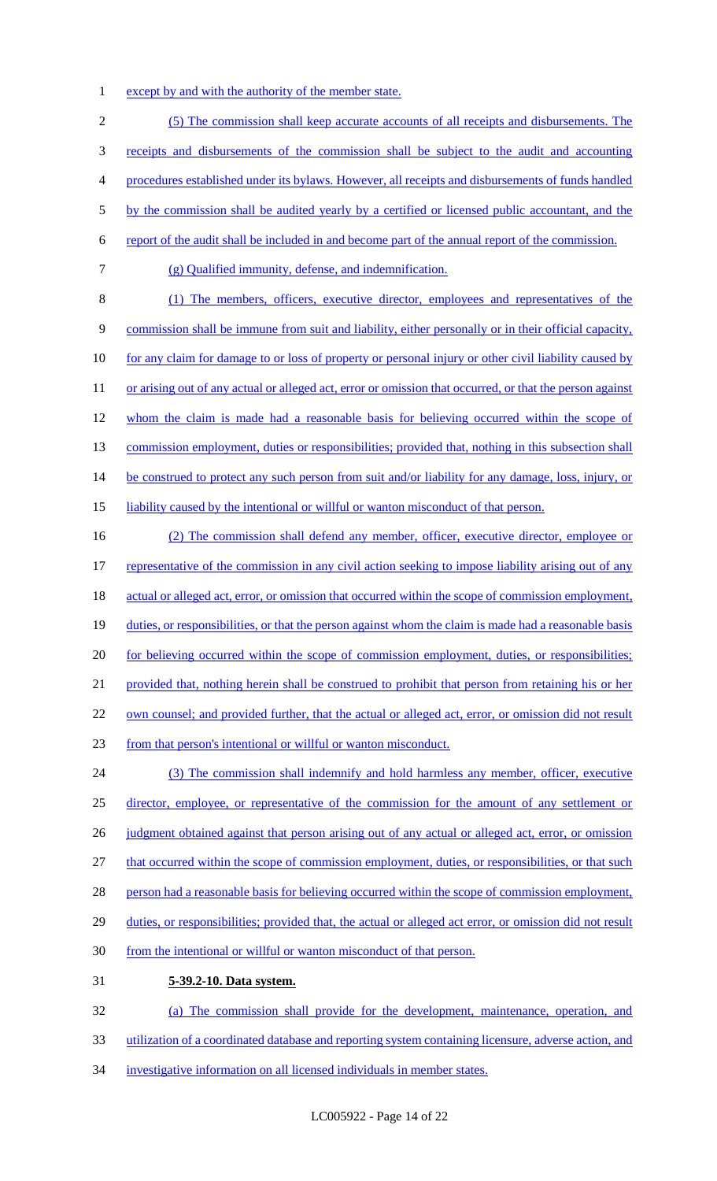except by and with the authority of the member state.

(5) The commission shall keep accurate accounts of all receipts and disbursements. The receipts and disbursements of the commission shall be subject to the audit and accounting procedures established under its bylaws. However, all receipts and disbursements of funds handled by the commission shall be audited yearly by a certified or licensed public accountant, and the report of the audit shall be included in and become part of the annual report of the commission.

(g) Qualified immunity, defense, and indemnification.

(1) The members, officers, executive director, employees and representatives of the commission shall be immune from suit and liability, either personally or in their official capacity, for any claim for damage to or loss of property or personal injury or other civil liability caused by or arising out of any actual or alleged act, error or omission that occurred, or that the person against whom the claim is made had a reasonable basis for believing occurred within the scope of commission employment, duties or responsibilities; provided that, nothing in this subsection shall be construed to protect any such person from suit and/or liability for any damage, loss, injury, or liability caused by the intentional or willful or wanton misconduct of that person.

(2) The commission shall defend any member, officer, executive director, employee or representative of the commission in any civil action seeking to impose liability arising out of any actual or alleged act, error, or omission that occurred within the scope of commission employment, duties, or responsibilities, or that the person against whom the claim is made had a reasonable basis for believing occurred within the scope of commission employment, duties, or responsibilities; provided that, nothing herein shall be construed to prohibit that person from retaining his or her own counsel; and provided further, that the actual or alleged act, error, or omission did not result from that person's intentional or willful or wanton misconduct.

(3) The commission shall indemnify and hold harmless any member, officer, executive director, employee, or representative of the commission for the amount of any settlement or judgment obtained against that person arising out of any actual or alleged act, error, or omission that occurred within the scope of commission employment, duties, or responsibilities, or that such person had a reasonable basis for believing occurred within the scope of commission employment, duties, or responsibilities; provided that, the actual or alleged act error, or omission did not result from the intentional or willful or wanton misconduct of that person.

**5-39.2-10. Data system.**

(a) The commission shall provide for the development, maintenance, operation, and utilization of a coordinated database and reporting system containing licensure, adverse action, and investigative information on all licensed individuals in member states.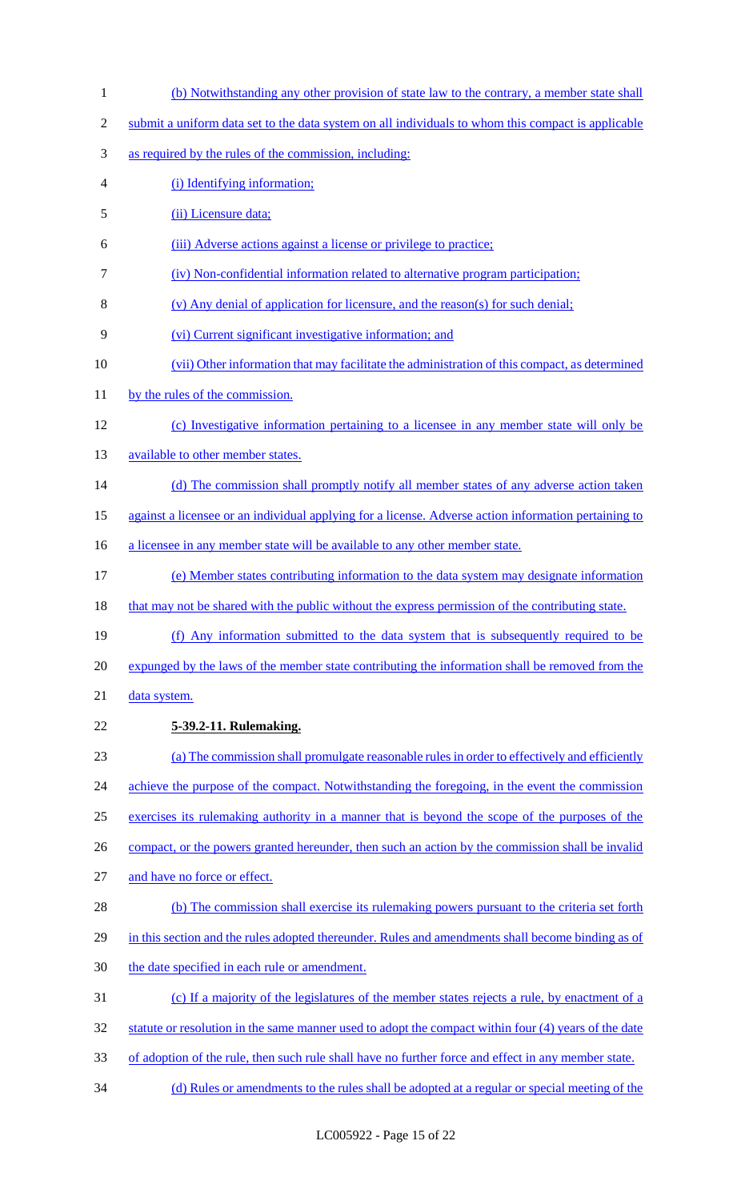(b) Notwithstanding any other provision of state law to the contrary, a member state shall submit a uniform data set to the data system on all individuals to whom this compact is applicable as required by the rules of the commission, including:

(i) Identifying information;

(ii) Licensure data;

(iii) Adverse actions against a license or privilege to practice;

(iv) Non-confidential information related to alternative program participation;

(v) Any denial of application for licensure, and the reason(s) for such denial;

(vi) Current significant investigative information; and

(vii) Other information that may facilitate the administration of this compact, as determined by the rules of the commission.

(c) Investigative information pertaining to a licensee in any member state will only be available to other member states.

(d) The commission shall promptly notify all member states of any adverse action taken against a licensee or an individual applying for a license. Adverse action information pertaining to a licensee in any member state will be available to any other member state.

(e) Member states contributing information to the data system may designate information that may not be shared with the public without the express permission of the contributing state.

(f) Any information submitted to the data system that is subsequently required to be expunged by the laws of the member state contributing the information shall be removed from the data system.

**5-39.2-11. Rulemaking.**

(a) The commission shall promulgate reasonable rules in order to effectively and efficiently achieve the purpose of the compact. Notwithstanding the foregoing, in the event the commission exercises its rulemaking authority in a manner that is beyond the scope of the purposes of the compact, or the powers granted hereunder, then such an action by the commission shall be invalid and have no force or effect.

(b) The commission shall exercise its rulemaking powers pursuant to the criteria set forth in this section and the rules adopted thereunder. Rules and amendments shall become binding as of the date specified in each rule or amendment.

(c) If a majority of the legislatures of the member states rejects a rule, by enactment of a statute or resolution in the same manner used to adopt the compact within four (4) years of the date of adoption of the rule, then such rule shall have no further force and effect in any member state.

(d) Rules or amendments to the rules shall be adopted at a regular or special meeting of the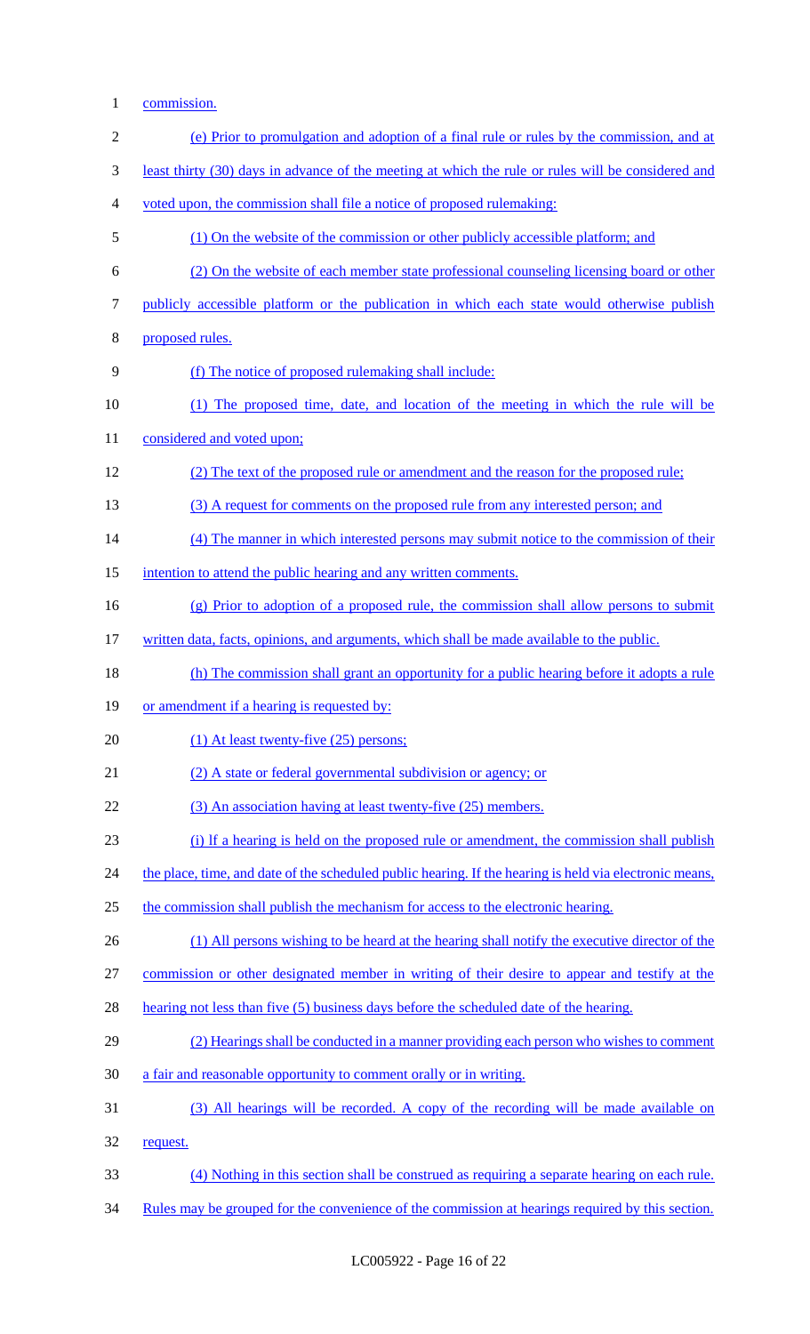commission.

(e) Prior to promulgation and adoption of a final rule or rules by the commission, and at least thirty (30) days in advance of the meeting at which the rule or rules will be considered and voted upon, the commission shall file a notice of proposed rulemaking:

(1) On the website of the commission or other publicly accessible platform; and

(2) On the website of each member state professional counseling licensing board or other publicly accessible platform or the publication in which each state would otherwise publish proposed rules.

(f) The notice of proposed rulemaking shall include:

(1) The proposed time, date, and location of the meeting in which the rule will be considered and voted upon;

(2) The text of the proposed rule or amendment and the reason for the proposed rule;

(3) A request for comments on the proposed rule from any interested person; and

(4) The manner in which interested persons may submit notice to the commission of their intention to attend the public hearing and any written comments.

(g) Prior to adoption of a proposed rule, the commission shall allow persons to submit written data, facts, opinions, and arguments, which shall be made available to the public.

(h) The commission shall grant an opportunity for a public hearing before it adopts a rule or amendment if a hearing is requested by:

(1) At least twenty-five (25) persons;

(2) A state or federal governmental subdivision or agency; or

(3) An association having at least twenty-five (25) members.

(i) If a hearing is held on the proposed rule or amendment, the commission shall publish the place, time, and date of the scheduled public hearing. If the hearing is held via electronic means, the commission shall publish the mechanism for access to the electronic hearing.

(1) All persons wishing to be heard at the hearing shall notify the executive director of the commission or other designated member in writing of their desire to appear and testify at the hearing not less than five (5) business days before the scheduled date of the hearing.

(2) Hearings shall be conducted in a manner providing each person who wishes to comment a fair and reasonable opportunity to comment orally or in writing.

(3) All hearings will be recorded. A copy of the recording will be made available on request.

(4) Nothing in this section shall be construed as requiring a separate hearing on each rule. Rules may be grouped for the convenience of the commission at hearings required by this section.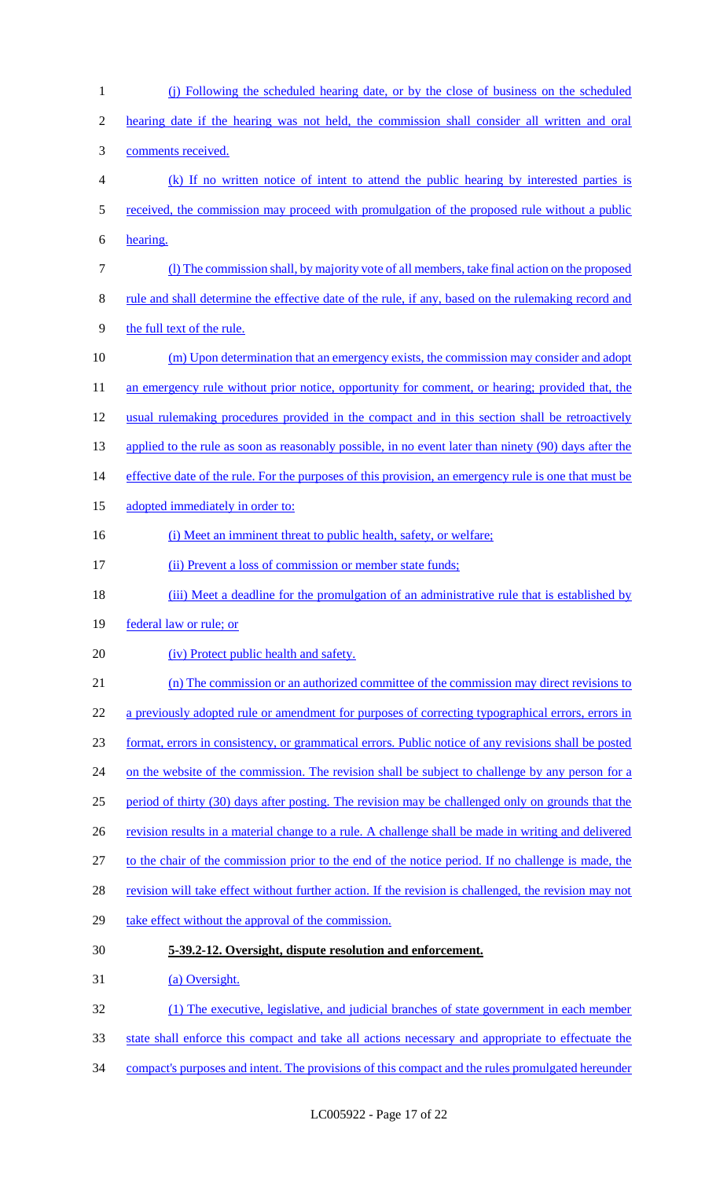(j) Following the scheduled hearing date, or by the close of business on the scheduled hearing date if the hearing was not held, the commission shall consider all written and oral comments received.

(k) If no written notice of intent to attend the public hearing by interested parties is received, the commission may proceed with promulgation of the proposed rule without a public hearing.

(l) The commission shall, by majority vote of all members, take final action on the proposed rule and shall determine the effective date of the rule, if any, based on the rulemaking record and the full text of the rule.

(m) Upon determination that an emergency exists, the commission may consider and adopt an emergency rule without prior notice, opportunity for comment, or hearing; provided that, the usual rulemaking procedures provided in the compact and in this section shall be retroactively applied to the rule as soon as reasonably possible, in no event later than ninety (90) days after the effective date of the rule. For the purposes of this provision, an emergency rule is one that must be adopted immediately in order to:

(i) Meet an imminent threat to public health, safety, or welfare;

(ii) Prevent a loss of commission or member state funds;

(iii) Meet a deadline for the promulgation of an administrative rule that is established by federal law or rule; or

(iv) Protect public health and safety.

(n) The commission or an authorized committee of the commission may direct revisions to a previously adopted rule or amendment for purposes of correcting typographical errors, errors in format, errors in consistency, or grammatical errors. Public notice of any revisions shall be posted on the website of the commission. The revision shall be subject to challenge by any person for a period of thirty (30) days after posting. The revision may be challenged only on grounds that the revision results in a material change to a rule. A challenge shall be made in writing and delivered to the chair of the commission prior to the end of the notice period. If no challenge is made, the revision will take effect without further action. If the revision is challenged, the revision may not take effect without the approval of the commission.

**5-39.2-12. Oversight, dispute resolution and enforcement.**

(a) Oversight.

(1) The executive, legislative, and judicial branches of state government in each member state shall enforce this compact and take all actions necessary and appropriate to effectuate the compact's purposes and intent. The provisions of this compact and the rules promulgated hereunder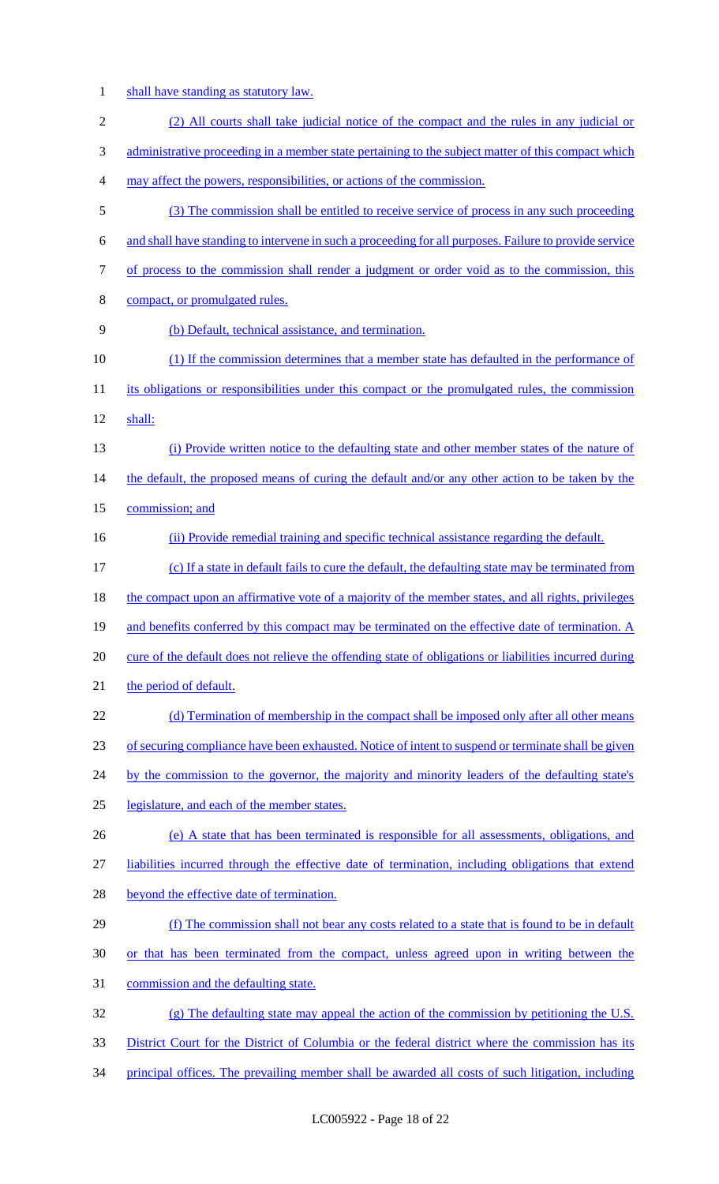shall have standing as statutory law.

(2) All courts shall take judicial notice of the compact and the rules in any judicial or administrative proceeding in a member state pertaining to the subject matter of this compact which may affect the powers, responsibilities, or actions of the commission.

(3) The commission shall be entitled to receive service of process in any such proceeding and shall have standing to intervene in such a proceeding for all purposes. Failure to provide service of process to the commission shall render a judgment or order void as to the commission, this compact, or promulgated rules.

(b) Default, technical assistance, and termination.

(1) If the commission determines that a member state has defaulted in the performance of its obligations or responsibilities under this compact or the promulgated rules, the commission shall:

(i) Provide written notice to the defaulting state and other member states of the nature of the default, the proposed means of curing the default and/or any other action to be taken by the commission; and

(ii) Provide remedial training and specific technical assistance regarding the default.

(c) If a state in default fails to cure the default, the defaulting state may be terminated from the compact upon an affirmative vote of a majority of the member states, and all rights, privileges and benefits conferred by this compact may be terminated on the effective date of termination. A cure of the default does not relieve the offending state of obligations or liabilities incurred during the period of default.

(d) Termination of membership in the compact shall be imposed only after all other means of securing compliance have been exhausted. Notice of intent to suspend or terminate shall be given by the commission to the governor, the majority and minority leaders of the defaulting state's legislature, and each of the member states.

(e) A state that has been terminated is responsible for all assessments, obligations, and liabilities incurred through the effective date of termination, including obligations that extend beyond the effective date of termination.

(f) The commission shall not bear any costs related to a state that is found to be in default or that has been terminated from the compact, unless agreed upon in writing between the commission and the defaulting state.

(g) The defaulting state may appeal the action of the commission by petitioning the U.S. District Court for the District of Columbia or the federal district where the commission has its principal offices. The prevailing member shall be awarded all costs of such litigation, including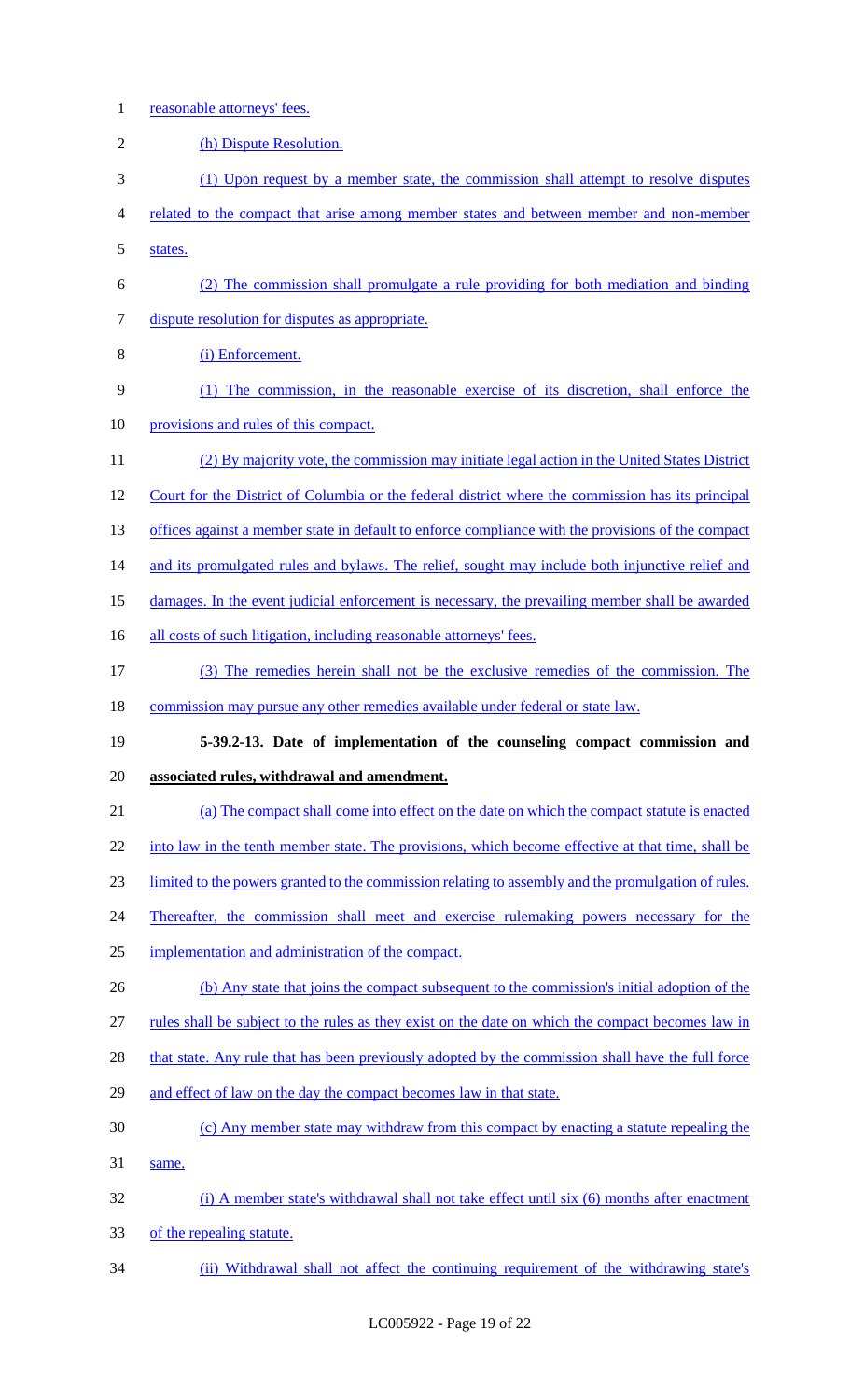reasonable attorneys' fees.

(h) Dispute Resolution.

(1) Upon request by a member state, the commission shall attempt to resolve disputes related to the compact that arise among member states and between member and non-member states.

(2) The commission shall promulgate a rule providing for both mediation and binding dispute resolution for disputes as appropriate.

(i) Enforcement.

(1) The commission, in the reasonable exercise of its discretion, shall enforce the provisions and rules of this compact.

(2) By majority vote, the commission may initiate legal action in the United States District Court for the District of Columbia or the federal district where the commission has its principal offices against a member state in default to enforce compliance with the provisions of the compact and its promulgated rules and bylaws. The relief, sought may include both injunctive relief and damages. In the event judicial enforcement is necessary, the prevailing member shall be awarded all costs of such litigation, including reasonable attorneys' fees.

(3) The remedies herein shall not be the exclusive remedies of the commission. The commission may pursue any other remedies available under federal or state law.

**5-39.2-13. Date of implementation of the counseling compact commission and associated rules, withdrawal and amendment.**

(a) The compact shall come into effect on the date on which the compact statute is enacted into law in the tenth member state. The provisions, which become effective at that time, shall be limited to the powers granted to the commission relating to assembly and the promulgation of rules. Thereafter, the commission shall meet and exercise rulemaking powers necessary for the implementation and administration of the compact.

(b) Any state that joins the compact subsequent to the commission's initial adoption of the rules shall be subject to the rules as they exist on the date on which the compact becomes law in that state. Any rule that has been previously adopted by the commission shall have the full force and effect of law on the day the compact becomes law in that state.

(c) Any member state may withdraw from this compact by enacting a statute repealing the same.

(i) A member state's withdrawal shall not take effect until six (6) months after enactment of the repealing statute.

(ii) Withdrawal shall not affect the continuing requirement of the withdrawing state's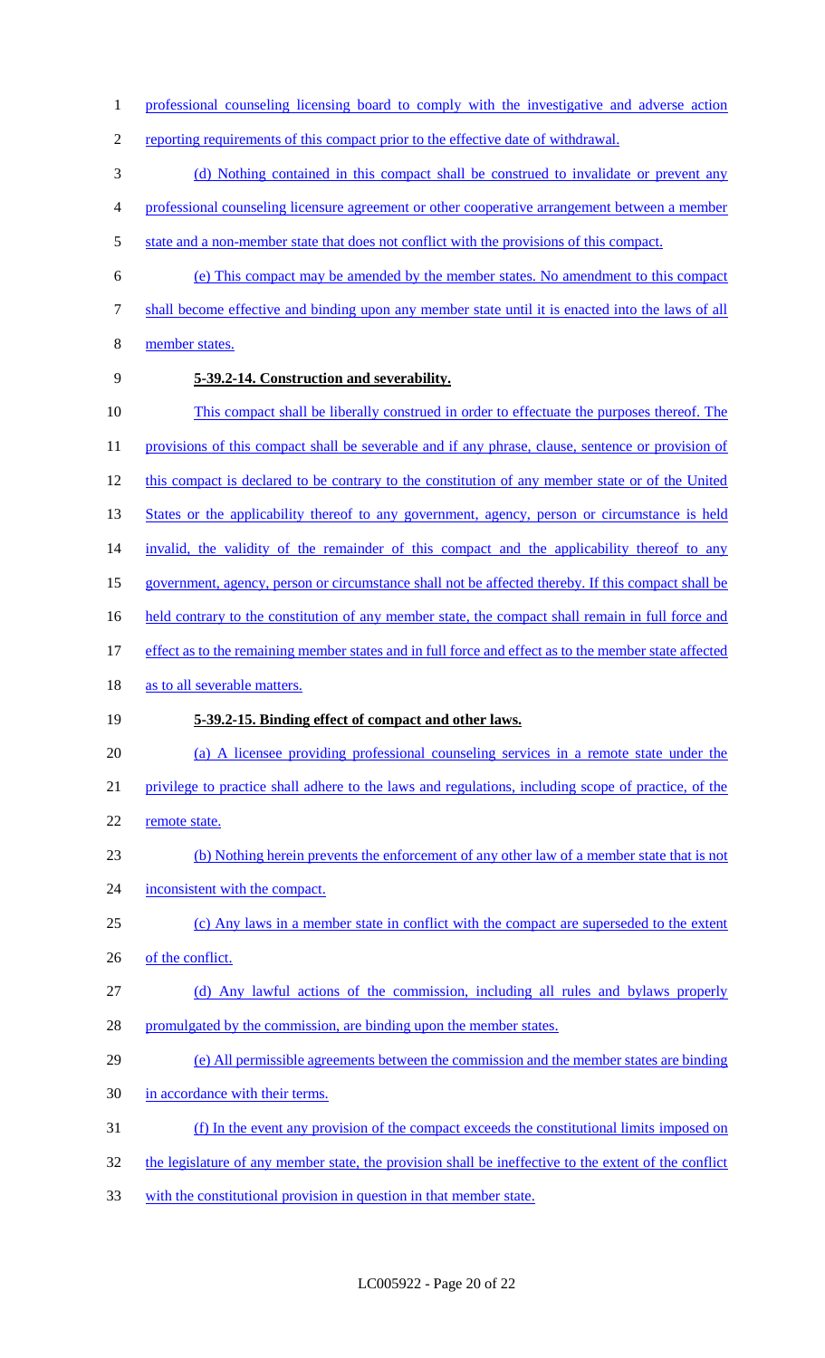professional counseling licensing board to comply with the investigative and adverse action reporting requirements of this compact prior to the effective date of withdrawal.

(d) Nothing contained in this compact shall be construed to invalidate or prevent any professional counseling licensure agreement or other cooperative arrangement between a member state and a non-member state that does not conflict with the provisions of this compact.

(e) This compact may be amended by the member states. No amendment to this compact shall become effective and binding upon any member state until it is enacted into the laws of all member states.

**5-39.2-14. Construction and severability.**

This compact shall be liberally construed in order to effectuate the purposes thereof. The provisions of this compact shall be severable and if any phrase, clause, sentence or provision of this compact is declared to be contrary to the constitution of any member state or of the United States or the applicability thereof to any government, agency, person or circumstance is held invalid, the validity of the remainder of this compact and the applicability thereof to any government, agency, person or circumstance shall not be affected thereby. If this compact shall be held contrary to the constitution of any member state, the compact shall remain in full force and effect as to the remaining member states and in full force and effect as to the member state affected as to all severable matters.

**5-39.2-15. Binding effect of compact and other laws.**

(a) A licensee providing professional counseling services in a remote state under the privilege to practice shall adhere to the laws and regulations, including scope of practice, of the remote state.

(b) Nothing herein prevents the enforcement of any other law of a member state that is not inconsistent with the compact.

(c) Any laws in a member state in conflict with the compact are superseded to the extent of the conflict.

(d) Any lawful actions of the commission, including all rules and bylaws properly promulgated by the commission, are binding upon the member states.

(e) All permissible agreements between the commission and the member states are binding in accordance with their terms.

(f) In the event any provision of the compact exceeds the constitutional limits imposed on the legislature of any member state, the provision shall be ineffective to the extent of the conflict with the constitutional provision in question in that member state.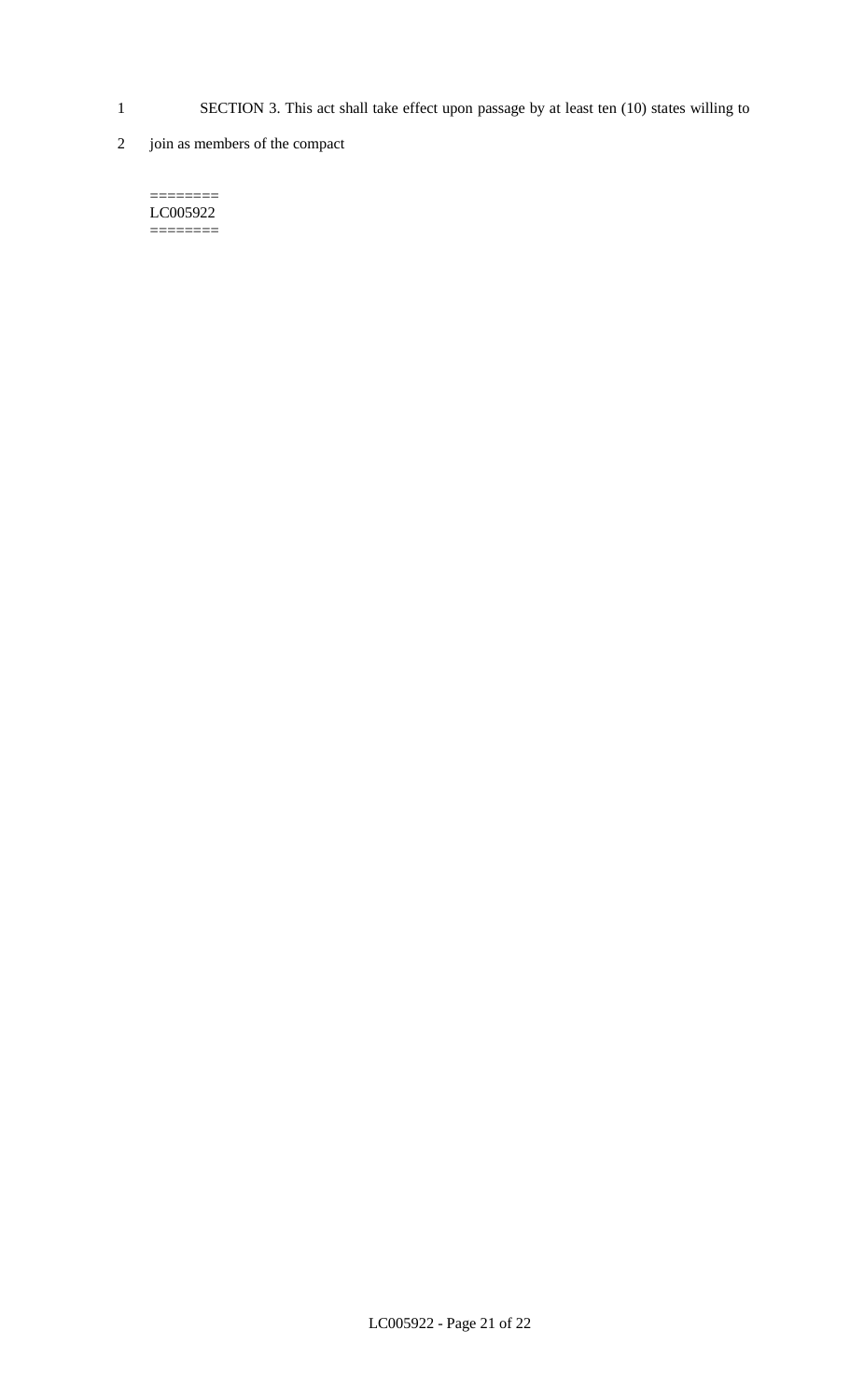SECTION 3. This act shall take effect upon passage by at least ten (10) states willing to join as members of the compact

========
LC005922
========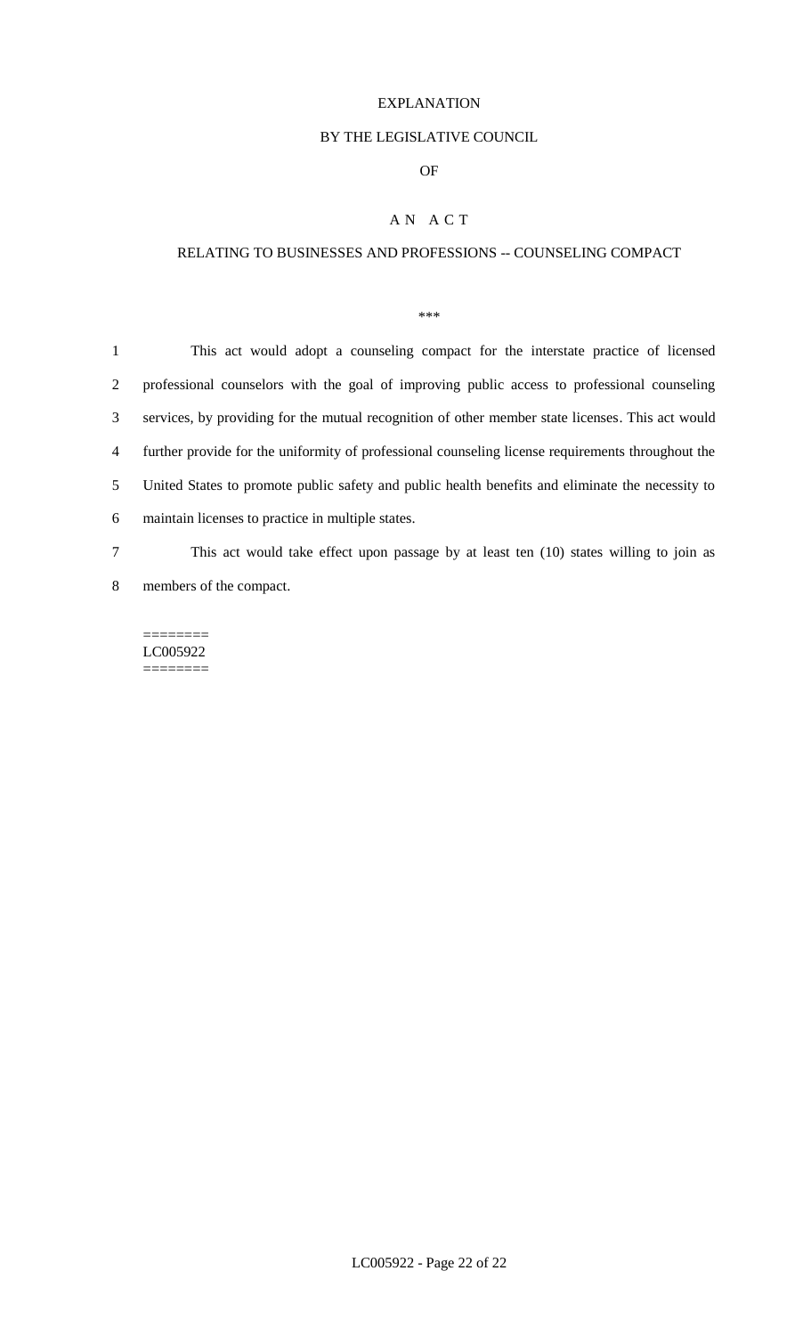EXPLANATION

BY THE LEGISLATIVE COUNCIL

OF

A N A C T

RELATING TO BUSINESSES AND PROFESSIONS -- COUNSELING COMPACT

\*\*\*

1 This act would adopt a counseling compact for the interstate practice of licensed
2 professional counselors with the goal of improving public access to professional counseling
3 services, by providing for the mutual recognition of other member state licenses. This act would
4 further provide for the uniformity of professional counseling license requirements throughout the
5 United States to promote public safety and public health benefits and eliminate the necessity to
6 maintain licenses to practice in multiple states.

7 This act would take effect upon passage by at least ten (10) states willing to join as
8 members of the compact.

========
LC005922
========